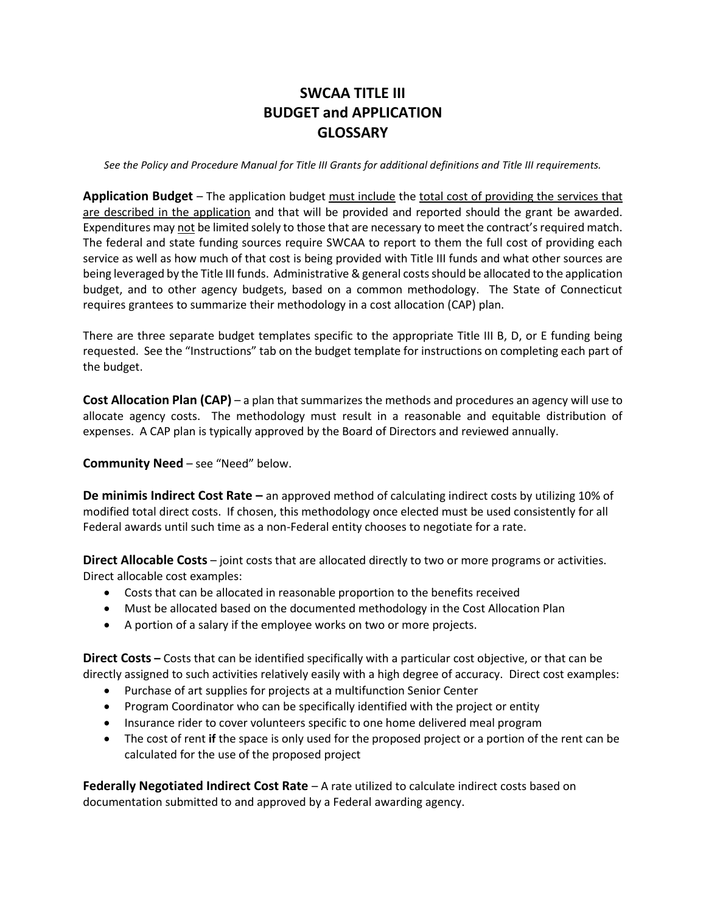# SWCAA TITLE III
# BUDGET and APPLICATION
# GLOSSARY

*See the Policy and Procedure Manual for Title III Grants for additional definitions and Title III requirements.*

**Application Budget** – The application budget <u>must include</u> the <u>total cost of providing the services that are described in the application</u> and that will be provided and reported should the grant be awarded. Expenditures may <u>not</u> be limited solely to those that are necessary to meet the contract's required match. The federal and state funding sources require SWCAA to report to them the full cost of providing each service as well as how much of that cost is being provided with Title III funds and what other sources are being leveraged by the Title III funds. Administrative & general costs should be allocated to the application budget, and to other agency budgets, based on a common methodology. The State of Connecticut requires grantees to summarize their methodology in a cost allocation (CAP) plan.

There are three separate budget templates specific to the appropriate Title III B, D, or E funding being requested. See the "Instructions" tab on the budget template for instructions on completing each part of the budget.

**Cost Allocation Plan (CAP)** – a plan that summarizes the methods and procedures an agency will use to allocate agency costs. The methodology must result in a reasonable and equitable distribution of expenses. A CAP plan is typically approved by the Board of Directors and reviewed annually.

**Community Need** – see "Need" below.

**De minimis Indirect Cost Rate –** an approved method of calculating indirect costs by utilizing 10% of modified total direct costs. If chosen, this methodology once elected must be used consistently for all Federal awards until such time as a non-Federal entity chooses to negotiate for a rate.

**Direct Allocable Costs** – joint costs that are allocated directly to two or more programs or activities. Direct allocable cost examples:

- Costs that can be allocated in reasonable proportion to the benefits received
- Must be allocated based on the documented methodology in the Cost Allocation Plan
- A portion of a salary if the employee works on two or more projects.

**Direct Costs –** Costs that can be identified specifically with a particular cost objective, or that can be directly assigned to such activities relatively easily with a high degree of accuracy. Direct cost examples:

- Purchase of art supplies for projects at a multifunction Senior Center
- Program Coordinator who can be specifically identified with the project or entity
- Insurance rider to cover volunteers specific to one home delivered meal program
- The cost of rent **if** the space is only used for the proposed project or a portion of the rent can be calculated for the use of the proposed project

**Federally Negotiated Indirect Cost Rate** – A rate utilized to calculate indirect costs based on documentation submitted to and approved by a Federal awarding agency.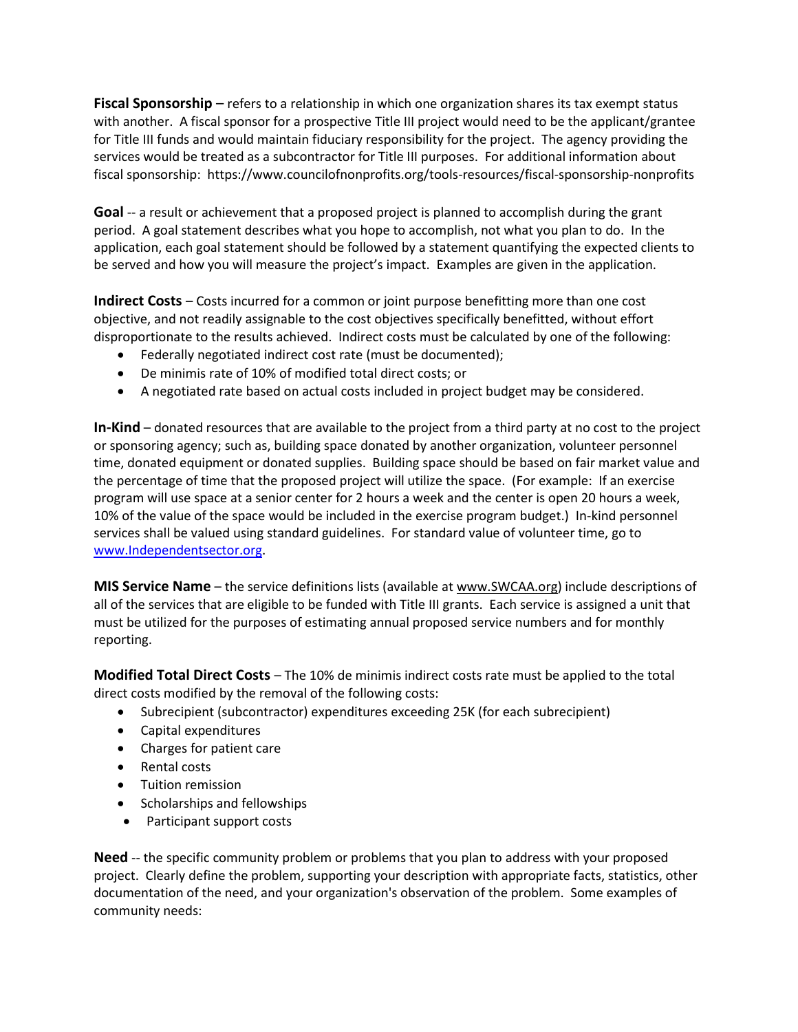**Fiscal Sponsorship** – refers to a relationship in which one organization shares its tax exempt status with another. A fiscal sponsor for a prospective Title III project would need to be the applicant/grantee for Title III funds and would maintain fiduciary responsibility for the project. The agency providing the services would be treated as a subcontractor for Title III purposes. For additional information about fiscal sponsorship: https://www.councilofnonprofits.org/tools-resources/fiscal-sponsorship-nonprofits

**Goal** -- a result or achievement that a proposed project is planned to accomplish during the grant period. A goal statement describes what you hope to accomplish, not what you plan to do. In the application, each goal statement should be followed by a statement quantifying the expected clients to be served and how you will measure the project's impact. Examples are given in the application.

**Indirect Costs** – Costs incurred for a common or joint purpose benefitting more than one cost objective, and not readily assignable to the cost objectives specifically benefitted, without effort disproportionate to the results achieved. Indirect costs must be calculated by one of the following:

- Federally negotiated indirect cost rate (must be documented);
- De minimis rate of 10% of modified total direct costs; or
- A negotiated rate based on actual costs included in project budget may be considered.

**In-Kind** – donated resources that are available to the project from a third party at no cost to the project or sponsoring agency; such as, building space donated by another organization, volunteer personnel time, donated equipment or donated supplies. Building space should be based on fair market value and the percentage of time that the proposed project will utilize the space. (For example: If an exercise program will use space at a senior center for 2 hours a week and the center is open 20 hours a week, 10% of the value of the space would be included in the exercise program budget.) In-kind personnel services shall be valued using standard guidelines. For standard value of volunteer time, go to www.Independentsector.org.

**MIS Service Name** – the service definitions lists (available at www.SWCAA.org) include descriptions of all of the services that are eligible to be funded with Title III grants. Each service is assigned a unit that must be utilized for the purposes of estimating annual proposed service numbers and for monthly reporting.

**Modified Total Direct Costs** – The 10% de minimis indirect costs rate must be applied to the total direct costs modified by the removal of the following costs:

- Subrecipient (subcontractor) expenditures exceeding 25K (for each subrecipient)
- Capital expenditures
- Charges for patient care
- Rental costs
- Tuition remission
- Scholarships and fellowships
- Participant support costs

**Need** -- the specific community problem or problems that you plan to address with your proposed project. Clearly define the problem, supporting your description with appropriate facts, statistics, other documentation of the need, and your organization's observation of the problem. Some examples of community needs: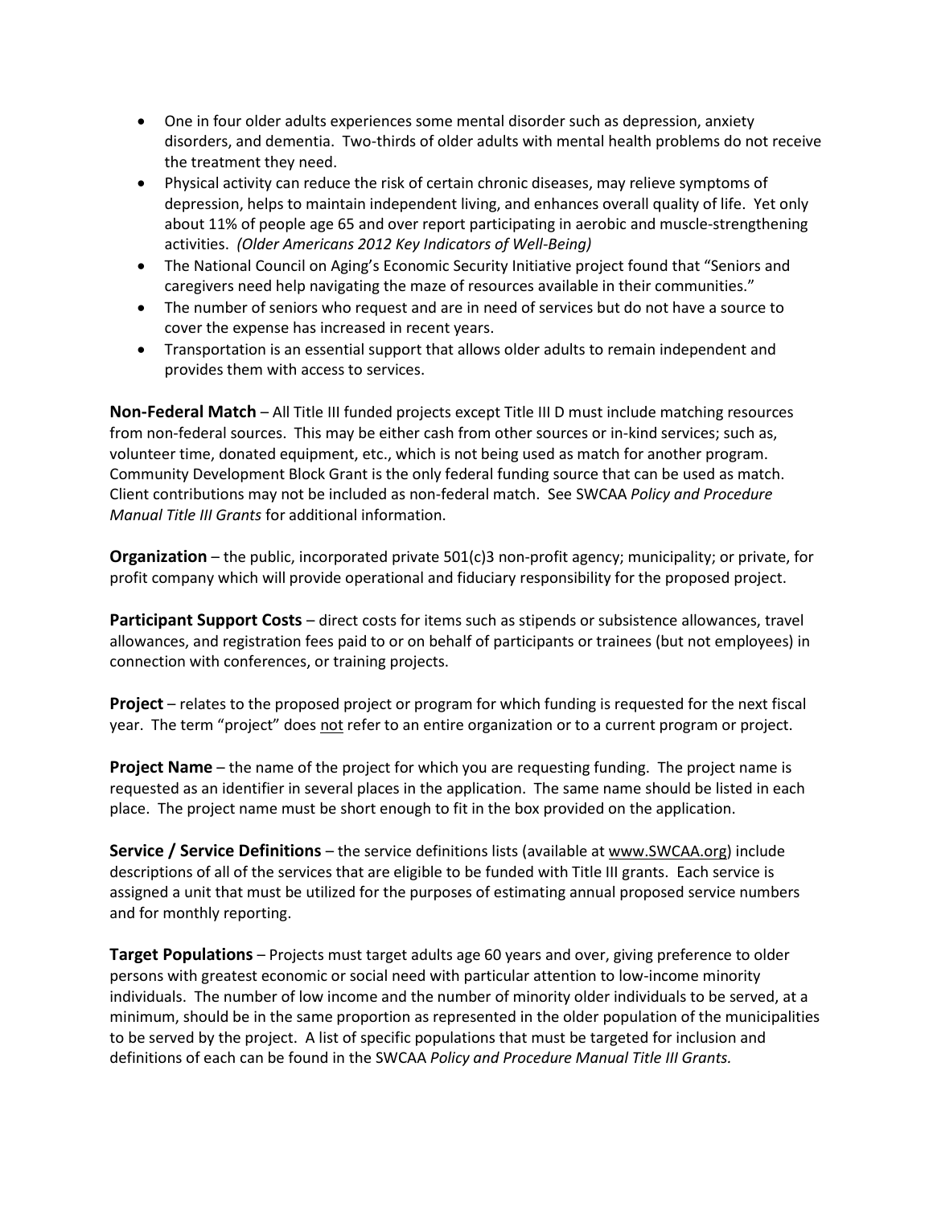- One in four older adults experiences some mental disorder such as depression, anxiety disorders, and dementia. Two-thirds of older adults with mental health problems do not receive the treatment they need.
- Physical activity can reduce the risk of certain chronic diseases, may relieve symptoms of depression, helps to maintain independent living, and enhances overall quality of life. Yet only about 11% of people age 65 and over report participating in aerobic and muscle-strengthening activities. *(Older Americans 2012 Key Indicators of Well-Being)*
- The National Council on Aging's Economic Security Initiative project found that "Seniors and caregivers need help navigating the maze of resources available in their communities."
- The number of seniors who request and are in need of services but do not have a source to cover the expense has increased in recent years.
- Transportation is an essential support that allows older adults to remain independent and provides them with access to services.

**Non-Federal Match** – All Title III funded projects except Title III D must include matching resources from non-federal sources. This may be either cash from other sources or in-kind services; such as, volunteer time, donated equipment, etc., which is not being used as match for another program. Community Development Block Grant is the only federal funding source that can be used as match. Client contributions may not be included as non-federal match. See SWCAA *Policy and Procedure Manual Title III Grants* for additional information.

**Organization** – the public, incorporated private 501(c)3 non-profit agency; municipality; or private, for profit company which will provide operational and fiduciary responsibility for the proposed project.

**Participant Support Costs** – direct costs for items such as stipends or subsistence allowances, travel allowances, and registration fees paid to or on behalf of participants or trainees (but not employees) in connection with conferences, or training projects.

**Project** – relates to the proposed project or program for which funding is requested for the next fiscal year. The term "project" does <u>not</u> refer to an entire organization or to a current program or project.

**Project Name** – the name of the project for which you are requesting funding. The project name is requested as an identifier in several places in the application. The same name should be listed in each place. The project name must be short enough to fit in the box provided on the application.

**Service / Service Definitions** – the service definitions lists (available at www.SWCAA.org) include descriptions of all of the services that are eligible to be funded with Title III grants. Each service is assigned a unit that must be utilized for the purposes of estimating annual proposed service numbers and for monthly reporting.

**Target Populations** – Projects must target adults age 60 years and over, giving preference to older persons with greatest economic or social need with particular attention to low-income minority individuals. The number of low income and the number of minority older individuals to be served, at a minimum, should be in the same proportion as represented in the older population of the municipalities to be served by the project. A list of specific populations that must be targeted for inclusion and definitions of each can be found in the SWCAA *Policy and Procedure Manual Title III Grants.*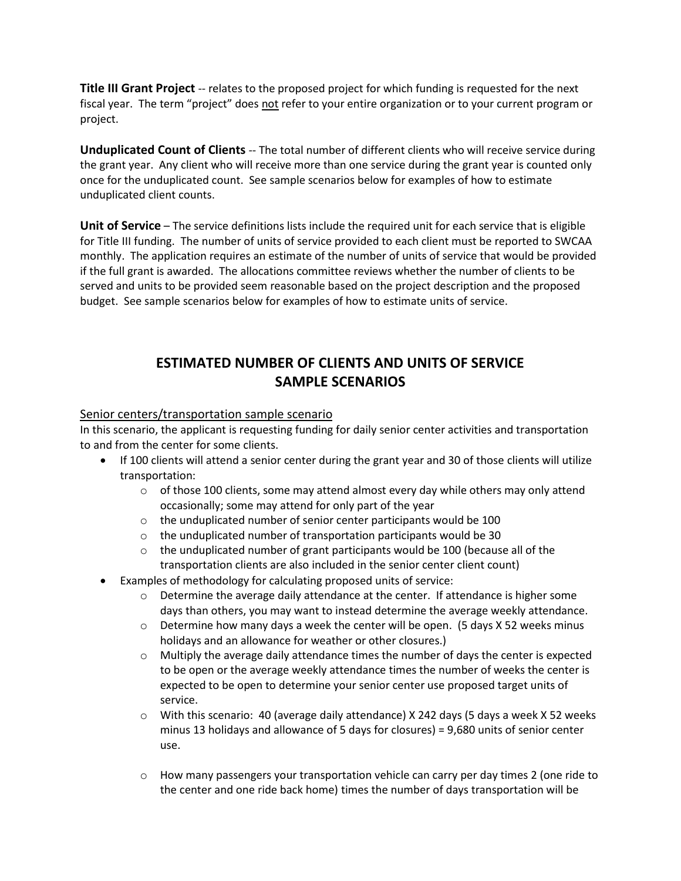**Title III Grant Project** -- relates to the proposed project for which funding is requested for the next fiscal year. The term "project" does not refer to your entire organization or to your current program or project.

**Unduplicated Count of Clients** -- The total number of different clients who will receive service during the grant year. Any client who will receive more than one service during the grant year is counted only once for the unduplicated count. See sample scenarios below for examples of how to estimate unduplicated client counts.

**Unit of Service** – The service definitions lists include the required unit for each service that is eligible for Title III funding. The number of units of service provided to each client must be reported to SWCAA monthly. The application requires an estimate of the number of units of service that would be provided if the full grant is awarded. The allocations committee reviews whether the number of clients to be served and units to be provided seem reasonable based on the project description and the proposed budget. See sample scenarios below for examples of how to estimate units of service.

## ESTIMATED NUMBER OF CLIENTS AND UNITS OF SERVICE SAMPLE SCENARIOS

### Senior centers/transportation sample scenario

In this scenario, the applicant is requesting funding for daily senior center activities and transportation to and from the center for some clients.

- If 100 clients will attend a senior center during the grant year and 30 of those clients will utilize transportation:
  - of those 100 clients, some may attend almost every day while others may only attend occasionally; some may attend for only part of the year
  - the unduplicated number of senior center participants would be 100
  - the unduplicated number of transportation participants would be 30
  - the unduplicated number of grant participants would be 100 (because all of the transportation clients are also included in the senior center client count)
- Examples of methodology for calculating proposed units of service:
  - Determine the average daily attendance at the center. If attendance is higher some days than others, you may want to instead determine the average weekly attendance.
  - Determine how many days a week the center will be open. (5 days X 52 weeks minus holidays and an allowance for weather or other closures.)
  - Multiply the average daily attendance times the number of days the center is expected to be open or the average weekly attendance times the number of weeks the center is expected to be open to determine your senior center use proposed target units of service.
  - With this scenario: 40 (average daily attendance) X 242 days (5 days a week X 52 weeks minus 13 holidays and allowance of 5 days for closures) = 9,680 units of senior center use.

  - How many passengers your transportation vehicle can carry per day times 2 (one ride to the center and one ride back home) times the number of days transportation will be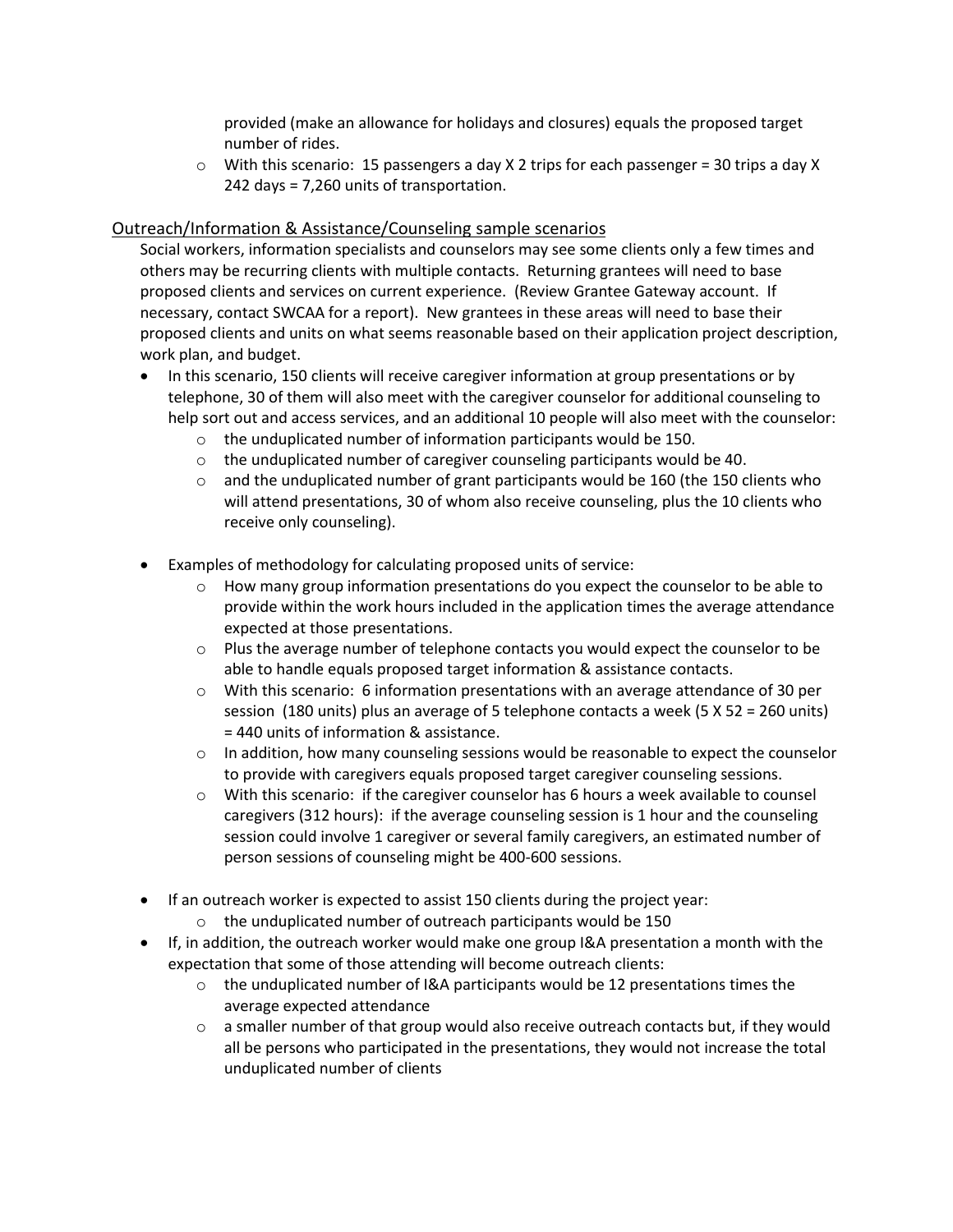provided (make an allowance for holidays and closures) equals the proposed target number of rides.

- With this scenario: 15 passengers a day X 2 trips for each passenger = 30 trips a day X 242 days = 7,260 units of transportation.

## Outreach/Information & Assistance/Counseling sample scenarios

Social workers, information specialists and counselors may see some clients only a few times and others may be recurring clients with multiple contacts. Returning grantees will need to base proposed clients and services on current experience. (Review Grantee Gateway account. If necessary, contact SWCAA for a report). New grantees in these areas will need to base their proposed clients and units on what seems reasonable based on their application project description, work plan, and budget.

- In this scenario, 150 clients will receive caregiver information at group presentations or by telephone, 30 of them will also meet with the caregiver counselor for additional counseling to help sort out and access services, and an additional 10 people will also meet with the counselor:
  - the unduplicated number of information participants would be 150.
  - the unduplicated number of caregiver counseling participants would be 40.
  - and the unduplicated number of grant participants would be 160 (the 150 clients who will attend presentations, 30 of whom also receive counseling, plus the 10 clients who receive only counseling).

- Examples of methodology for calculating proposed units of service:
  - How many group information presentations do you expect the counselor to be able to provide within the work hours included in the application times the average attendance expected at those presentations.
  - Plus the average number of telephone contacts you would expect the counselor to be able to handle equals proposed target information & assistance contacts.
  - With this scenario: 6 information presentations with an average attendance of 30 per session (180 units) plus an average of 5 telephone contacts a week (5 X 52 = 260 units) = 440 units of information & assistance.
  - In addition, how many counseling sessions would be reasonable to expect the counselor to provide with caregivers equals proposed target caregiver counseling sessions.
  - With this scenario: if the caregiver counselor has 6 hours a week available to counsel caregivers (312 hours): if the average counseling session is 1 hour and the counseling session could involve 1 caregiver or several family caregivers, an estimated number of person sessions of counseling might be 400-600 sessions.

- If an outreach worker is expected to assist 150 clients during the project year:
  - the unduplicated number of outreach participants would be 150
- If, in addition, the outreach worker would make one group I&A presentation a month with the expectation that some of those attending will become outreach clients:
  - the unduplicated number of I&A participants would be 12 presentations times the average expected attendance
  - a smaller number of that group would also receive outreach contacts but, if they would all be persons who participated in the presentations, they would not increase the total unduplicated number of clients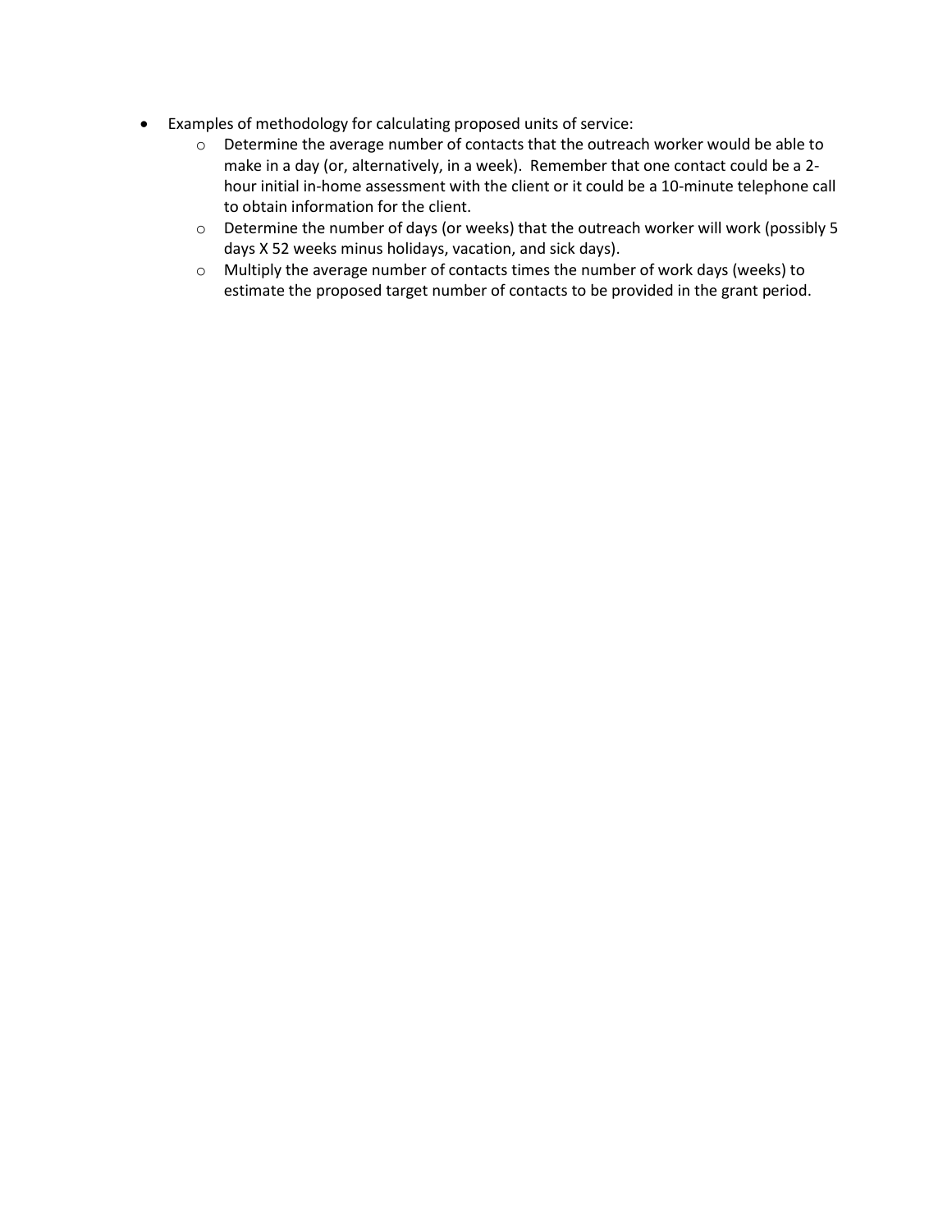- Examples of methodology for calculating proposed units of service:
  - Determine the average number of contacts that the outreach worker would be able to make in a day (or, alternatively, in a week). Remember that one contact could be a 2-hour initial in-home assessment with the client or it could be a 10-minute telephone call to obtain information for the client.
  - Determine the number of days (or weeks) that the outreach worker will work (possibly 5 days X 52 weeks minus holidays, vacation, and sick days).
  - Multiply the average number of contacts times the number of work days (weeks) to estimate the proposed target number of contacts to be provided in the grant period.